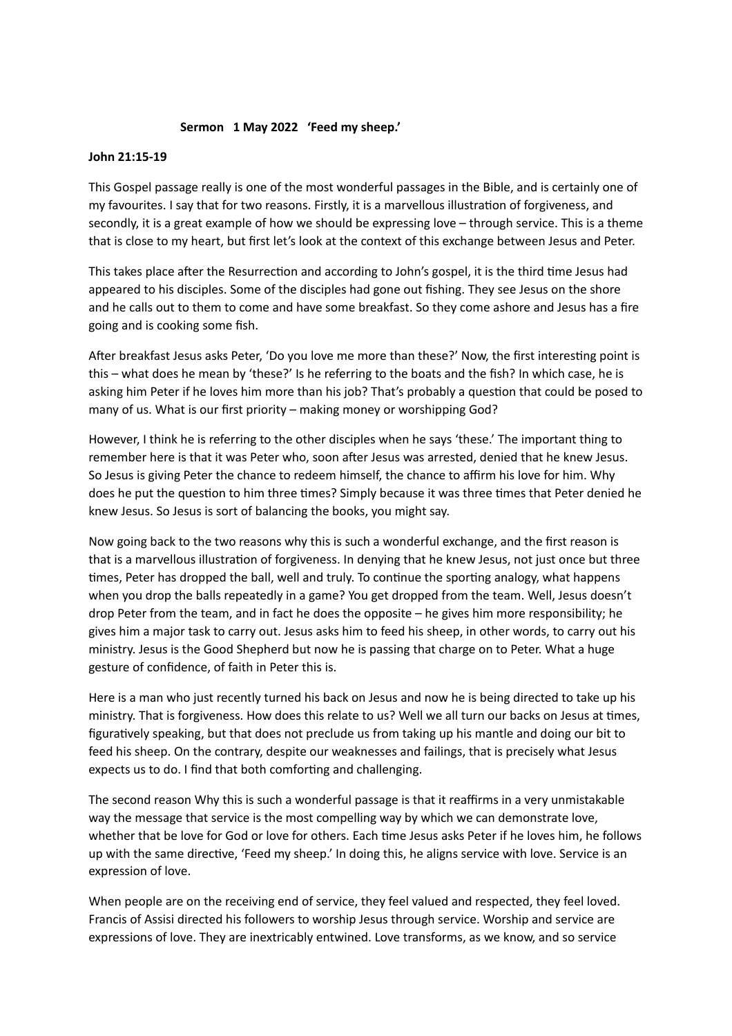**Sermon 1 May 2022 'Feed my sheep.'**

**John 21:15-19**

This Gospel passage really is one of the most wonderful passages in the Bible, and is certainly one of my favourites. I say that for two reasons. Firstly, it is a marvellous illustration of forgiveness, and secondly, it is a great example of how we should be expressing love – through service. This is a theme that is close to my heart, but first let's look at the context of this exchange between Jesus and Peter.

This takes place after the Resurrection and according to John's gospel, it is the third time Jesus had appeared to his disciples. Some of the disciples had gone out fishing. They see Jesus on the shore and he calls out to them to come and have some breakfast. So they come ashore and Jesus has a fire going and is cooking some fish.

After breakfast Jesus asks Peter, 'Do you love me more than these?' Now, the first interesting point is this – what does he mean by 'these?' Is he referring to the boats and the fish? In which case, he is asking him Peter if he loves him more than his job? That's probably a question that could be posed to many of us. What is our first priority – making money or worshipping God?

However, I think he is referring to the other disciples when he says 'these.' The important thing to remember here is that it was Peter who, soon after Jesus was arrested, denied that he knew Jesus. So Jesus is giving Peter the chance to redeem himself, the chance to affirm his love for him. Why does he put the question to him three times? Simply because it was three times that Peter denied he knew Jesus. So Jesus is sort of balancing the books, you might say.

Now going back to the two reasons why this is such a wonderful exchange, and the first reason is that is a marvellous illustration of forgiveness. In denying that he knew Jesus, not just once but three times, Peter has dropped the ball, well and truly. To continue the sporting analogy, what happens when you drop the balls repeatedly in a game? You get dropped from the team. Well, Jesus doesn't drop Peter from the team, and in fact he does the opposite – he gives him more responsibility; he gives him a major task to carry out. Jesus asks him to feed his sheep, in other words, to carry out his ministry. Jesus is the Good Shepherd but now he is passing that charge on to Peter. What a huge gesture of confidence, of faith in Peter this is.

Here is a man who just recently turned his back on Jesus and now he is being directed to take up his ministry. That is forgiveness. How does this relate to us? Well we all turn our backs on Jesus at times, figuratively speaking, but that does not preclude us from taking up his mantle and doing our bit to feed his sheep. On the contrary, despite our weaknesses and failings, that is precisely what Jesus expects us to do. I find that both comforting and challenging.

The second reason Why this is such a wonderful passage is that it reaffirms in a very unmistakable way the message that service is the most compelling way by which we can demonstrate love, whether that be love for God or love for others. Each time Jesus asks Peter if he loves him, he follows up with the same directive, 'Feed my sheep.' In doing this, he aligns service with love. Service is an expression of love.

When people are on the receiving end of service, they feel valued and respected, they feel loved. Francis of Assisi directed his followers to worship Jesus through service. Worship and service are expressions of love. They are inextricably entwined. Love transforms, as we know, and so service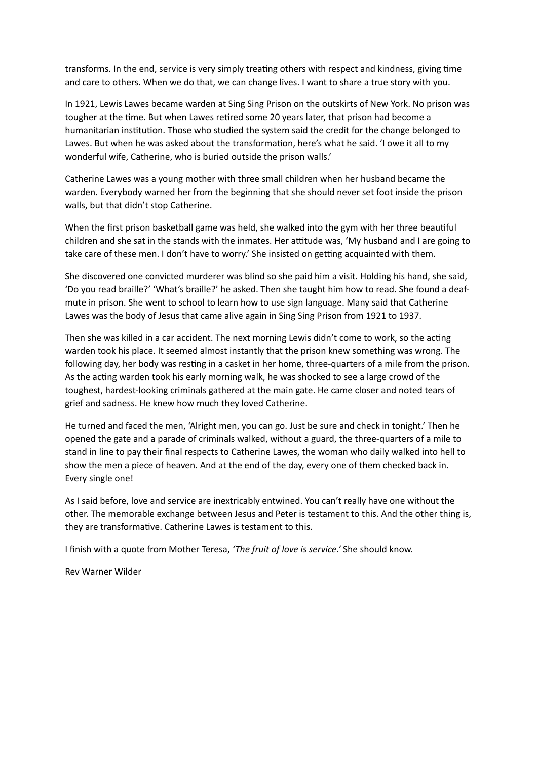transforms. In the end, service is very simply treating others with respect and kindness, giving time and care to others. When we do that, we can change lives. I want to share a true story with you.

In 1921, Lewis Lawes became warden at Sing Sing Prison on the outskirts of New York. No prison was tougher at the time. But when Lawes retired some 20 years later, that prison had become a humanitarian institution. Those who studied the system said the credit for the change belonged to Lawes. But when he was asked about the transformation, here's what he said. 'I owe it all to my wonderful wife, Catherine, who is buried outside the prison walls.'

Catherine Lawes was a young mother with three small children when her husband became the warden. Everybody warned her from the beginning that she should never set foot inside the prison walls, but that didn't stop Catherine.

When the first prison basketball game was held, she walked into the gym with her three beautiful children and she sat in the stands with the inmates. Her attitude was, 'My husband and I are going to take care of these men. I don't have to worry.' She insisted on getting acquainted with them.

She discovered one convicted murderer was blind so she paid him a visit. Holding his hand, she said, 'Do you read braille?' 'What's braille?' he asked. Then she taught him how to read. She found a deaf-mute in prison. She went to school to learn how to use sign language. Many said that Catherine Lawes was the body of Jesus that came alive again in Sing Sing Prison from 1921 to 1937.

Then she was killed in a car accident. The next morning Lewis didn't come to work, so the acting warden took his place. It seemed almost instantly that the prison knew something was wrong. The following day, her body was resting in a casket in her home, three-quarters of a mile from the prison. As the acting warden took his early morning walk, he was shocked to see a large crowd of the toughest, hardest-looking criminals gathered at the main gate. He came closer and noted tears of grief and sadness. He knew how much they loved Catherine.

He turned and faced the men, 'Alright men, you can go. Just be sure and check in tonight.' Then he opened the gate and a parade of criminals walked, without a guard, the three-quarters of a mile to stand in line to pay their final respects to Catherine Lawes, the woman who daily walked into hell to show the men a piece of heaven. And at the end of the day, every one of them checked back in. Every single one!

As I said before, love and service are inextricably entwined. You can't really have one without the other. The memorable exchange between Jesus and Peter is testament to this. And the other thing is, they are transformative. Catherine Lawes is testament to this.

I finish with a quote from Mother Teresa, *'The fruit of love is service.'* She should know.

Rev Warner Wilder